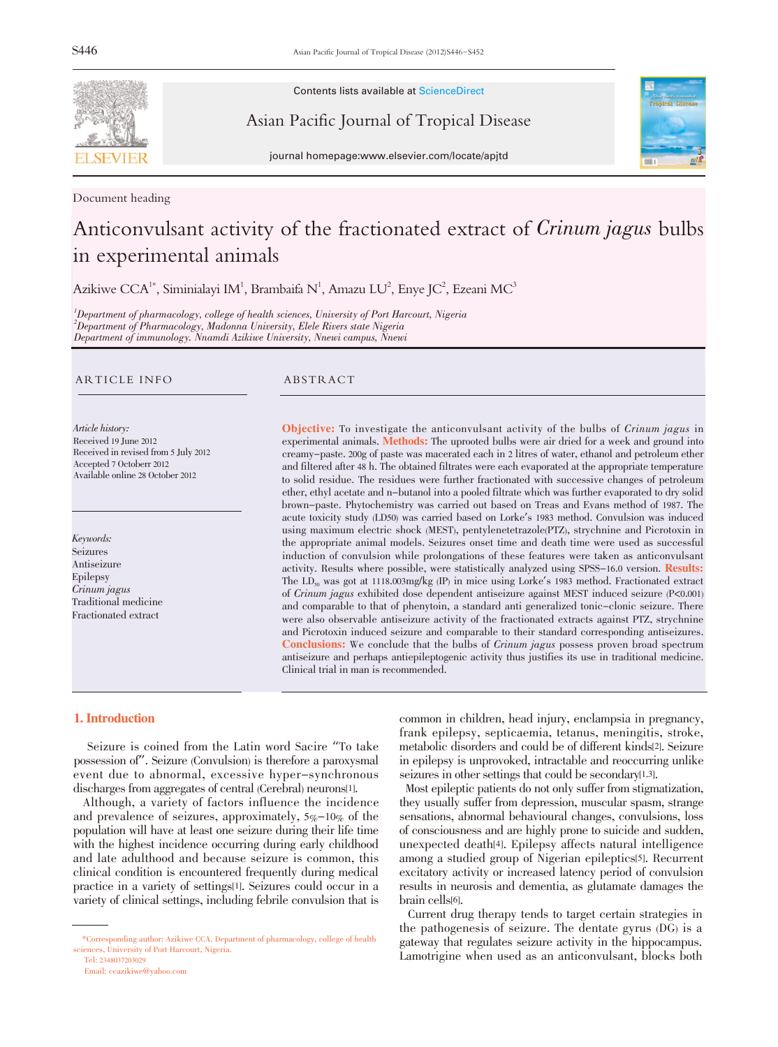Contents lists available at ScienceDirect

Asian Pacific Journal of Tropical Disease

journal homepage:www.elsevier.com/locate/apjtd

Document heading

# Anticonvulsant activity of the fractionated extract of *Crinum jagus* bulbs in experimental animals

Azikiwe CCA[1*], Siminialayi IM[1], Brambaifa N[1], Amazu LU[2], Enye JC[2], Ezeani MC[3]

[1]Department of pharmacology, college of health sciences, University of Port Harcourt, Nigeria
[2]Department of Pharmacology, Madonna University, Elele Rivers state Nigeria
Department of immunology. Nnamdi Azikiwe University, Nnewi campus, Nnewi

## ARTICLE INFO

*Article history:*
Received 19 June 2012
Received in revised from 5 July 2012
Accepted 7 Octoberr 2012
Available online 28 October 2012

*Keywords:*
Seizures
Antiseizure
Epilepsy
*Crinum jagus*
Traditional medicine
Fractionated extract

## ABSTRACT

**Objective:** To investigate the anticonvulsant activity of the bulbs of *Crinum jagus* in experimental animals. **Methods:** The uprooted bulbs were air dried for a week and ground into creamy–paste. 200g of paste was macerated each in 2 litres of water, ethanol and petroleum ether and filtered after 48 h. The obtained filtrates were each evaporated at the appropriate temperature to solid residue. The residues were further fractionated with successive changes of petroleum ether, ethyl acetate and n–butanol into a pooled filtrate which was further evaporated to dry solid brown–paste. Phytochemistry was carried out based on Treas and Evans method of 1987. The acute toxicity study (LD50) was carried based on Lorke's 1983 method. Convulsion was induced using maximum electric shock (MEST), pentylenetetrazole(PTZ), strychnine and Picrotoxin in the appropriate animal models. Seizures onset time and death time were used as successful induction of convulsion while prolongations of these features were taken as anticonvulsant activity. Results where possible, were statistically analyzed using SPSS–16.0 version. **Results:** The $LD_{50}$ was got at 1118.003mg/kg (IP) in mice using Lorke's 1983 method. Fractionated extract of *Crinum jagus* exhibited dose dependent antiseizure against MEST induced seizure ($P<0.001$) and comparable to that of phenytoin, a standard anti generalized tonic–clonic seizure. There were also observable antiseizure activity of the fractionated extracts against PTZ, strychnine and Picrotoxin induced seizure and comparable to their standard corresponding antiseizures. **Conclusions:** We conclude that the bulbs of *Crinum jagus* possess proven broad spectrum antiseizure and perhaps antiepileptogenic activity thus justifies its use in traditional medicine. Clinical trial in man is recommended.

## 1. Introduction

Seizure is coined from the Latin word Sacire "To take possession of". Seizure (Convulsion) is therefore a paroxysmal event due to abnormal, excessive hyper–synchronous discharges from aggregates of central (Cerebral) neurons[1].

Although, a variety of factors influence the incidence and prevalence of seizures, approximately, 5%–10% of the population will have at least one seizure during their life time with the highest incidence occurring during early childhood and late adulthood and because seizure is common, this clinical condition is encountered frequently during medical practice in a variety of settings[1]. Seizures could occur in a variety of clinical settings, including febrile convulsion that is common in children, head injury, enclampsia in pregnancy, frank epilepsy, septicaemia, tetanus, meningitis, stroke, metabolic disorders and could be of different kinds[2]. Seizure in epilepsy is unprovoked, intractable and reoccurring unlike seizures in other settings that could be secondary[1,3].

Most epileptic patients do not only suffer from stigmatization, they usually suffer from depression, muscular spasm, strange sensations, abnormal behavioural changes, convulsions, loss of consciousness and are highly prone to suicide and sudden, unexpected death[4]. Epilepsy affects natural intelligence among a studied group of Nigerian epileptics[5]. Recurrent excitatory activity or increased latency period of convulsion results in neurosis and dementia, as glutamate damages the brain cells[6].

Current drug therapy tends to target certain strategies in the pathogenesis of seizure. The dentate gyrus (DG) is a gateway that regulates seizure activity in the hippocampus. Lamotrigine when used as an anticonvulsant, blocks both

\*Corresponding author: Azikiwe CCA. Department of pharmacology, college of health sciences, University of Port Harcourt, Nigeria.
Tel: 2348037203029
Email: ccazikiwe@yahoo.com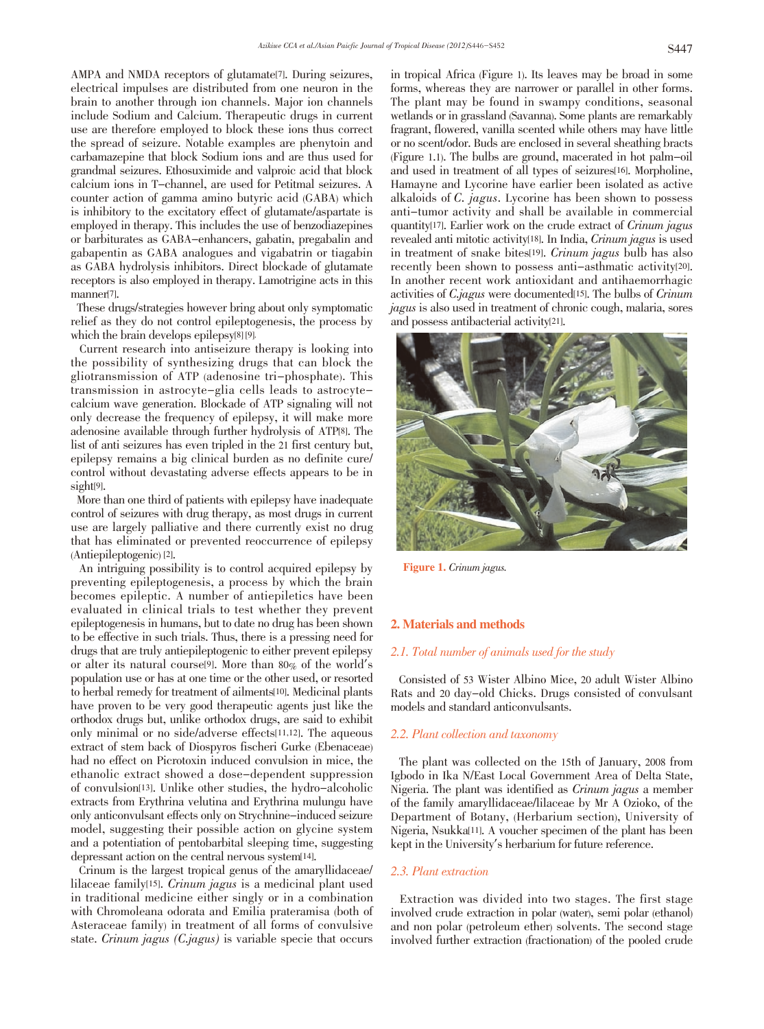AMPA and NMDA receptors of glutamate[7]. During seizures, electrical impulses are distributed from one neuron in the brain to another through ion channels. Major ion channels include Sodium and Calcium. Therapeutic drugs in current use are therefore employed to block these ions thus correct the spread of seizure. Notable examples are phenytoin and carbamazepine that block Sodium ions and are thus used for grandmal seizures. Ethosuximide and valproic acid that block calcium ions in T-channel, are used for Petitmal seizures. A counter action of gamma amino butyric acid (GABA) which is inhibitory to the excitatory effect of glutamate/aspartate is employed in therapy. This includes the use of benzodiazepines or barbiturates as GABA-enhancers, gabatin, pregabalin and gabapentin as GABA analogues and vigabatrin or tiagabin as GABA hydrolysis inhibitors. Direct blockade of glutamate receptors is also employed in therapy. Lamotrigine acts in this manner[7].

These drugs/strategies however bring about only symptomatic relief as they do not control epileptogenesis, the process by which the brain develops epilepsy[8] [9].

Current research into antiseizure therapy is looking into the possibility of synthesizing drugs that can block the gliotransmission of ATP (adenosine tri-phosphate). This transmission in astrocyte-glia cells leads to astrocyte-calcium wave generation. Blockade of ATP signaling will not only decrease the frequency of epilepsy, it will make more adenosine available through further hydrolysis of ATP[8]. The list of anti seizures has even tripled in the 21 first century but, epilepsy remains a big clinical burden as no definite cure/control without devastating adverse effects appears to be in sight[9].

More than one third of patients with epilepsy have inadequate control of seizures with drug therapy, as most drugs in current use are largely palliative and there currently exist no drug that has eliminated or prevented reoccurrence of epilepsy (Antiepileptogenic) [2].

An intriguing possibility is to control acquired epilepsy by preventing epileptogenesis, a process by which the brain becomes epileptic. A number of antiepiletics have been evaluated in clinical trials to test whether they prevent epileptogenesis in humans, but to date no drug has been shown to be effective in such trials. Thus, there is a pressing need for drugs that are truly antiepileptogenic to either prevent epilepsy or alter its natural course[9]. More than 80% of the world's population use or has at one time or the other used, or resorted to herbal remedy for treatment of ailments[10]. Medicinal plants have proven to be very good therapeutic agents just like the orthodox drugs but, unlike orthodox drugs, are said to exhibit only minimal or no side/adverse effects[11,12]. The aqueous extract of stem back of Diospyros fischeri Gurke (Ebenaceae) had no effect on Picrotoxin induced convulsion in mice, the ethanolic extract showed a dose-dependent suppression of convulsion[13]. Unlike other studies, the hydro-alcoholic extracts from Erythrina velutina and Erythrina mulungu have only anticonvulsant effects only on Strychnine-induced seizure model, suggesting their possible action on glycine system and a potentiation of pentobarbital sleeping time, suggesting depressant action on the central nervous system[14].

Crinum is the largest tropical genus of the amaryllidaceae/lilaceae family[15]. *Crinum jagus* is a medicinal plant used in traditional medicine either singly or in a combination with Chromoleana odorata and Emilia prateramisa (both of Asteraceae family) in treatment of all forms of convulsive state. *Crinum jagus (C.jagus)* is variable specie that occurs in tropical Africa (Figure 1). Its leaves may be broad in some forms, whereas they are narrower or parallel in other forms. The plant may be found in swampy conditions, seasonal wetlands or in grassland (Savanna). Some plants are remarkably fragrant, flowered, vanilla scented while others may have little or no scent/odor. Buds are enclosed in several sheathing bracts (Figure 1.1). The bulbs are ground, macerated in hot palm-oil and used in treatment of all types of seizures[16]. Morpholine, Hamayne and Lycorine have earlier been isolated as active alkaloids of *C. jagus*. Lycorine has been shown to possess anti-tumor activity and shall be available in commercial quantity[17]. Earlier work on the crude extract of *Crinum jagus* revealed anti mitotic activity[18]. In India, *Crinum jagus* is used in treatment of snake bites[19]. *Crinum jagus* bulb has also recently been shown to possess anti-asthmatic activity[20]. In another recent work antioxidant and antihaemorrhagic activities of *C.jagus* were documented[15]. The bulbs of *Crinum jagus* is also used in treatment of chronic cough, malaria, sores and possess antibacterial activity[21].

**Figure 1.** *Crinum jagus.*

## 2. Materials and methods

### 2.1. Total number of animals used for the study

Consisted of 53 Wister Albino Mice, 20 adult Wister Albino Rats and 20 day-old Chicks. Drugs consisted of convulsant models and standard anticonvulsants.

### 2.2. Plant collection and taxonomy

The plant was collected on the 15th of January, 2008 from Igbodo in Ika N/East Local Government Area of Delta State, Nigeria. The plant was identified as *Crinum jagus* a member of the family amaryllidaceae/lilaceae by Mr A Ozioko, of the Department of Botany, (Herbarium section), University of Nigeria, Nsukka[11]. A voucher specimen of the plant has been kept in the University's herbarium for future reference.

### 2.3. Plant extraction

Extraction was divided into two stages. The first stage involved crude extraction in polar (water), semi polar (ethanol) and non polar (petroleum ether) solvents. The second stage involved further extraction (fractionation) of the pooled crude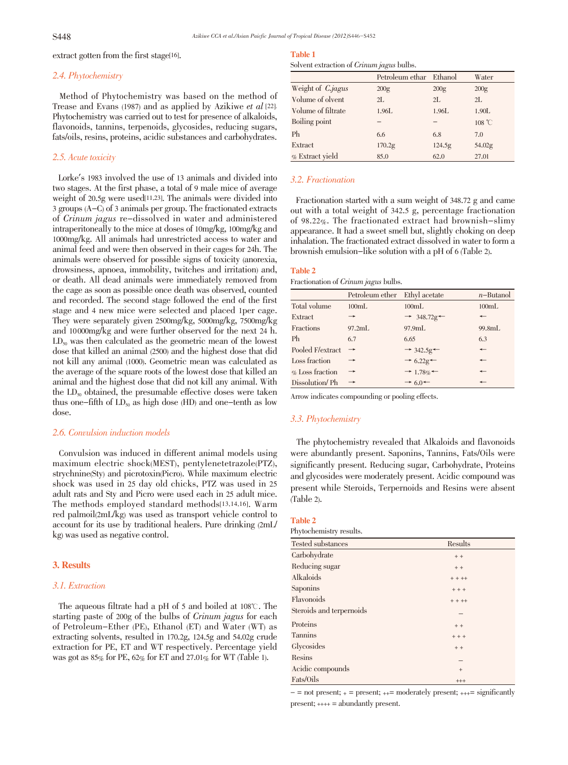extract gotten from the first stage[16].

### 2.4. Phytochemistry

Method of Phytochemistry was based on the method of Trease and Evans (1987) and as applied by Azikiwe *et al* [22]. Phytochemistry was carried out to test for presence of alkaloids, flavonoids, tannins, terpenoids, glycosides, reducing sugars, fats/oils, resins, proteins, acidic substances and carbohydrates.

### 2.5. Acute toxicity

Lorke's 1983 involved the use of 13 animals and divided into two stages. At the first phase, a total of 9 male mice of average weight of 20.5g were used[11,23]. The animals were divided into 3 groups (A–C) of 3 animals per group. The fractionated extracts of *Crinum jagus* re-dissolved in water and administered intraperitoneally to the mice at doses of 10mg/kg, 100mg/kg and 1000mg/kg. All animals had unrestricted access to water and animal feed and were then observed in their cages for 24h. The animals were observed for possible signs of toxicity (anorexia, drowsiness, apnoea, immobility, twitches and irritation) and, or death. All dead animals were immediately removed from the cage as soon as possible once death was observed, counted and recorded. The second stage followed the end of the first stage and 4 new mice were selected and placed 1per cage. They were separately given 2500mg/kg, 5000mg/kg, 7500mg/kg and 10000mg/kg and were further observed for the next 24 h. $LD_{50}$ was then calculated as the geometric mean of the lowest dose that killed an animal (2500) and the highest dose that did not kill any animal (1000). Geometric mean was calculated as the average of the square roots of the lowest dose that killed an animal and the highest dose that did not kill any animal. With the $LD_{50}$ obtained, the presumable effective doses were taken thus one-fifth of $LD_{50}$ as high dose (HD) and one-tenth as low dose.

### 2.6. Convulsion induction models

Convulsion was induced in different animal models using maximum electric shock(MEST), pentylenetetrazole(PTZ), strychnine(Sty) and picrotoxin(Picro). While maximum electric shock was used in 25 day old chicks, PTZ was used in 25 adult rats and Sty and Picro were used each in 25 adult mice. The methods employed standard methods[13,14,16]. Warm red palmoil(2mL/kg) was used as transport vehicle control to account for its use by traditional healers. Pure drinking (2mL/kg) was used as negative control.

## 3. Results

### 3.1. Extraction

The aqueous filtrate had a pH of 5 and boiled at 108℃. The starting paste of 200g of the bulbs of *Crinum jagus* for each of Petroleum-Ether (PE), Ethanol (ET) and Water (WT) as extracting solvents, resulted in 170.2g, 124.5g and 54.02g crude extraction for PE, ET and WT respectively. Percentage yield was got as 85% for PE, 62% for ET and 27.01% for WT (Table 1).

**Table 1**
Solvent extraction of *Crinum jagus* bulbs.

| | Petroleum ethar | Ethanol | Water |
|---|---|---|---|
| Weight of *C.jagus* | 200g | 200g | 200g |
| Volume of olvent | 2L | 2L | 2L |
| Volume of filtrate | 1.96L | 1.96L | 1.90L |
| Boiling point | – | – | 108 ℃ |
| Ph | 6.6 | 6.8 | 7.0 |
| Extract | 170.2g | 124.5g | 54.02g |
| % Extract yield | 85.0 | 62.0 | 27.01 |

### 3.2. Fractionation

Fractionation started with a sum weight of 348.72 g and came out with a total weight of 342.5 g, percentage fractionation of 98.22%. The fractionated extract had brownish-slimy appearance. It had a sweet smell but, slightly choking on deep inhalation. The fractionated extract dissolved in water to form a brownish emulsion-like solution with a pH of 6 (Table 2).

**Table 2**
Fractionation of *Crinum jagus* bulbs.

| | Petroleum ether | Ethyl acetate | *n*-Butanol |
|---|---|---|---|
| Total volume | 100mL | 100mL | 100mL |
| Extract | → | → 348.72g ← | ← |
| Fractions | 97.2mL | 97.9mL | 99.8mL |
| Ph | 6.7 | 6.65 | 6.3 |
| Pooled F/extract | → | → 342.5g ← | ← |
| Loss fraction | → | → 6.22g ← | ← |
| % Loss fraction | → | → 1.78% ← | ← |
| Dissolution/ Ph | → | → 6.0 ← | ← |

Arrow indicates compounding or pooling effects.

### 3.3. Phytochemistry

The phytochemistry revealed that Alkaloids and flavonoids were abundantly present. Saponins, Tannins, Fats/Oils were significantly present. Reducing sugar, Carbohydrate, Proteins and glycosides were moderately present. Acidic compound was present while Steroids, Terpernoids and Resins were absent (Table 2).

**Table 2**
Phytochemistry results.

| Tested substances | Results |
|---|---|
| Carbohydrate | + + |
| Reducing sugar | + + |
| Alkaloids | + + ++ |
| Saponins | + + + |
| Flavonoids | + + ++ |
| Steroids and terpernoids | – |
| Proteins | + + |
| Tannins | + + + |
| Glycosides | + + |
| Resins | – |
| Acidic compounds | + |
| Fats/Oils | +++ |

– = not present; + = present; ++= moderately present; +++= significantly present; ++++ = abundantly present.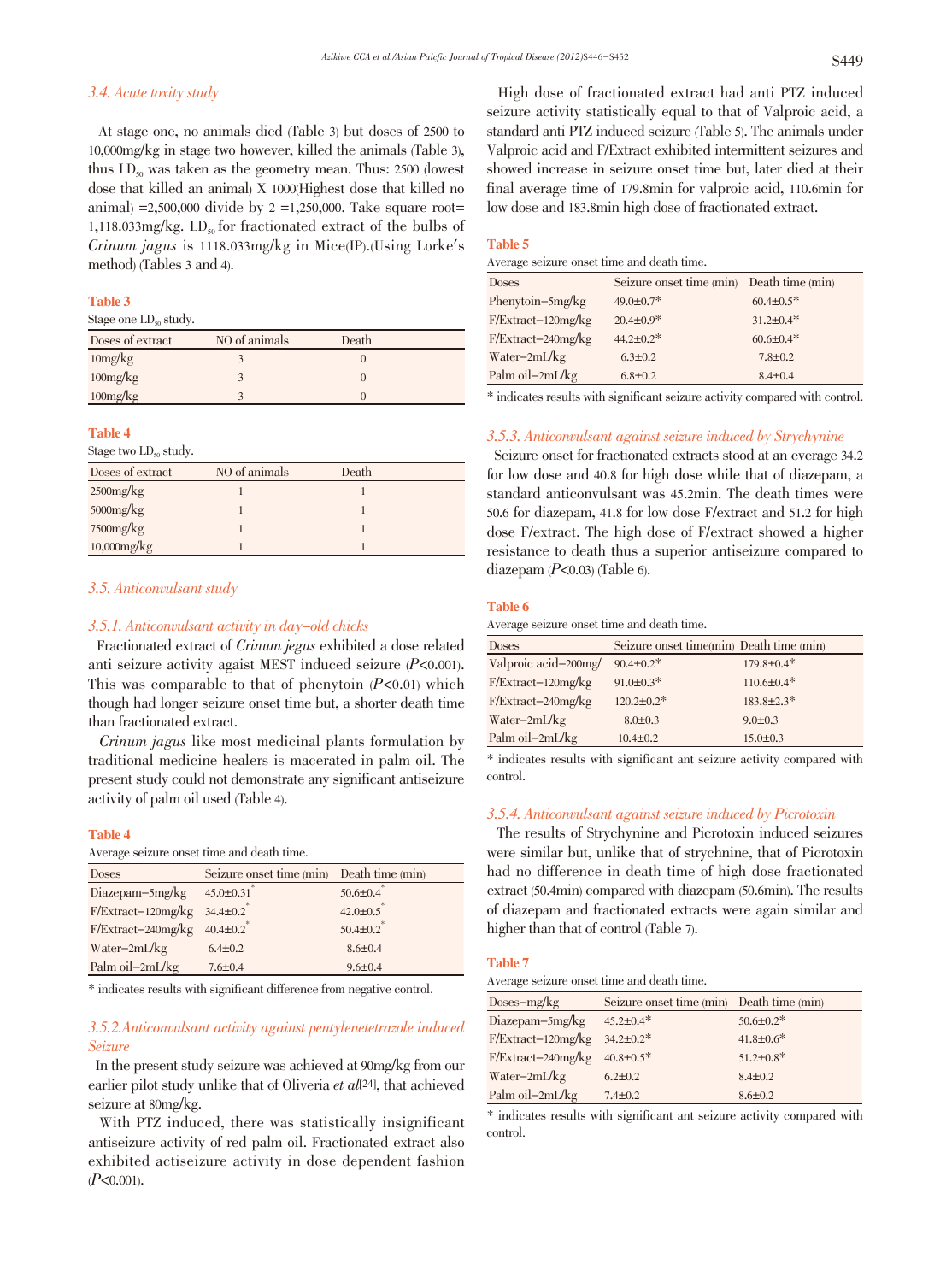### 3.4. Acute toxity study

At stage one, no animals died (Table 3) but doses of 2500 to 10,000mg/kg in stage two however, killed the animals (Table 3), thus $LD_{50}$ was taken as the geometry mean. Thus: 2500 (lowest dose that killed an animal) X 1000(Highest dose that killed no animal) =2,500,000 divide by 2 =1,250,000. Take square root= 1,118.033mg/kg. $LD_{50}$ for fractionated extract of the bulbs of *Crinum jagus* is 1118.033mg/kg in Mice(IP).(Using Lorke's method) (Tables 3 and 4).

**Table 3**

Stage one $LD_{50}$ study.

| Doses of extract | NO of animals | Death |
|---|---|---|
| 10mg/kg | 3 | 0 |
| 100mg/kg | 3 | 0 |
| 100mg/kg | 3 | 0 |

**Table 4**

Stage two $LD_{50}$ study.

| Doses of extract | NO of animals | Death |
|---|---|---|
| 2500mg/kg | 1 | 1 |
| 5000mg/kg | 1 | 1 |
| 7500mg/kg | 1 | 1 |
| 10,000mg/kg | 1 | 1 |

### 3.5. Anticonvulsant study

#### 3.5.1. Anticonvulsant activity in day–old chicks

Fractionated extract of *Crinum jegus* exhibited a dose related anti seizure activity agaist MEST induced seizure ($P$<0.001). This was comparable to that of phenytoin ($P$<0.01) which though had longer seizure onset time but, a shorter death time than fractionated extract.

*Crinum jagus* like most medicinal plants formulation by traditional medicine healers is macerated in palm oil. The present study could not demonstrate any significant antiseizure activity of palm oil used (Table 4).

**Table 4**

Average seizure onset time and death time.

| Doses | Seizure onset time (min) | Death time (min) |
|---|---|---|
| Diazepam–5mg/kg | 45.0±0.31* | 50.6±0.4* |
| F/Extract–120mg/kg | 34.4±0.2* | 42.0±0.5* |
| F/Extract–240mg/kg | 40.4±0.2* | 50.4±0.2* |
| Water–2mL/kg | 6.4±0.2 | 8.6±0.4 |
| Palm oil–2mL/kg | 7.6±0.4 | 9.6±0.4 |

* indicates results with significant difference from negative control.

#### 3.5.2.Anticonvulsant activity against pentylenetetrazole induced Seizure

In the present study seizure was achieved at 90mg/kg from our earlier pilot study unlike that of Oliveria *et al*[24], that achieved seizure at 80mg/kg.

With PTZ induced, there was statistically insignificant antiseizure activity of red palm oil. Fractionated extract also exhibited actiseizure activity in dose dependent fashion ($P$<0.001).

High dose of fractionated extract had anti PTZ induced seizure activity statistically equal to that of Valproic acid, a standard anti PTZ induced seizure (Table 5). The animals under Valproic acid and F/Extract exhibited intermittent seizures and showed increase in seizure onset time but, later died at their final average time of 179.8min for valproic acid, 110.6min for low dose and 183.8min high dose of fractionated extract.

**Table 5**

Average seizure onset time and death time.

| Doses | Seizure onset time (min) | Death time (min) |
|---|---|---|
| Phenytoin–5mg/kg | 49.0±0.7* | 60.4±0.5* |
| F/Extract–120mg/kg | 20.4±0.9* | 31.2±0.4* |
| F/Extract–240mg/kg | 44.2±0.2* | 60.6±0.4* |
| Water–2mL/kg | 6.3±0.2 | 7.8±0.2 |
| Palm oil–2mL/kg | 6.8±0.2 | 8.4±0.4 |

* indicates results with significant seizure activity compared with control.

#### 3.5.3. Anticonvulsant against seizure induced by Strychynine

Seizure onset for fractionated extracts stood at an average 34.2 for low dose and 40.8 for high dose while that of diazepam, a standard anticonvulsant was 45.2min. The death times were 50.6 for diazepam, 41.8 for low dose F/extract and 51.2 for high dose F/extract. The high dose of F/extract showed a higher resistance to death thus a superior antiseizure compared to diazepam ($P$<0.03) (Table 6).

**Table 6**

Average seizure onset time and death time.

| Doses | Seizure onset time(min) | Death time (min) |
|---|---|---|
| Valproic acid–200mg/ | 90.4±0.2* | 179.8±0.4* |
| F/Extract–120mg/kg | 91.0±0.3* | 110.6±0.4* |
| F/Extract–240mg/kg | 120.2±0.2* | 183.8±2.3* |
| Water–2mL/kg | 8.0±0.3 | 9.0±0.3 |
| Palm oil–2mL/kg | 10.4±0.2 | 15.0±0.3 |

* indicates results with significant ant seizure activity compared with control.

#### 3.5.4. Anticonvulsant against seizure induced by Picrotoxin

The results of Strychynine and Picrotoxin induced seizures were similar but, unlike that of strychnine, that of Picrotoxin had no difference in death time of high dose fractionated extract (50.4min) compared with diazepam (50.6min). The results of diazepam and fractionated extracts were again similar and higher than that of control (Table 7).

**Table 7**

Average seizure onset time and death time.

| Doses–mg/kg | Seizure onset time (min) | Death time (min) |
|---|---|---|
| Diazepam–5mg/kg | 45.2±0.4* | 50.6±0.2* |
| F/Extract–120mg/kg | 34.2±0.2* | 41.8±0.6* |
| F/Extract–240mg/kg | 40.8±0.5* | 51.2±0.8* |
| Water–2mL/kg | 6.2±0.2 | 8.4±0.2 |
| Palm oil–2mL/kg | 7.4±0.2 | 8.6±0.2 |

* indicates results with significant ant seizure activity compared with control.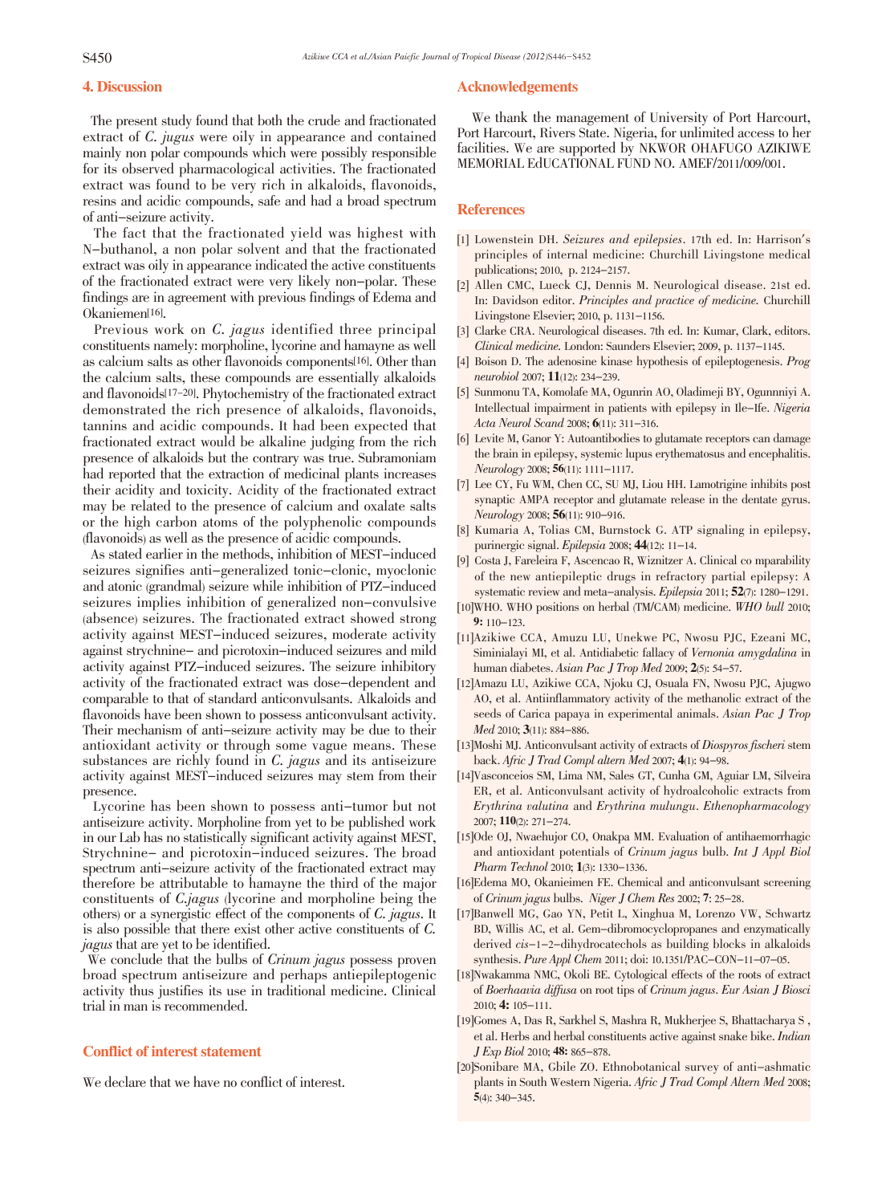## 4. Discussion

The present study found that both the crude and fractionated extract of *C. jugus* were oily in appearance and contained mainly non polar compounds which were possibly responsible for its observed pharmacological activities. The fractionated extract was found to be very rich in alkaloids, flavonoids, resins and acidic compounds, safe and had a broad spectrum of anti–seizure activity.

The fact that the fractionated yield was highest with N–buthanol, a non polar solvent and that the fractionated extract was oily in appearance indicated the active constituents of the fractionated extract were very likely non–polar. These findings are in agreement with previous findings of Edema and Okaniemen[16].

Previous work on *C. jagus* identified three principal constituents namely: morpholine, lycorine and hamayne as well as calcium salts as other flavonoids components[16]. Other than the calcium salts, these compounds are essentially alkaloids and flavonoids[17–20]. Phytochemistry of the fractionated extract demonstrated the rich presence of alkaloids, flavonoids, tannins and acidic compounds. It had been expected that fractionated extract would be alkaline judging from the rich presence of alkaloids but the contrary was true. Subramoniam had reported that the extraction of medicinal plants increases their acidity and toxicity. Acidity of the fractionated extract may be related to the presence of calcium and oxalate salts or the high carbon atoms of the polyphenolic compounds (flavonoids) as well as the presence of acidic compounds.

As stated earlier in the methods, inhibition of MEST–induced seizures signifies anti–generalized tonic–clonic, myoclonic and atonic (grandmal) seizure while inhibition of PTZ–induced seizures implies inhibition of generalized non–convulsive (absence) seizures. The fractionated extract showed strong activity against MEST–induced seizures, moderate activity against strychnine– and picrotoxin–induced seizures and mild activity against PTZ–induced seizures. The seizure inhibitory activity of the fractionated extract was dose–dependent and comparable to that of standard anticonvulsants. Alkaloids and flavonoids have been shown to possess anticonvulsant activity. Their mechanism of anti–seizure activity may be due to their antioxidant activity or through some vague means. These substances are richly found in *C. jagus* and its antiseizure activity against MEST–induced seizures may stem from their presence.

Lycorine has been shown to possess anti–tumor but not antiseizure activity. Morpholine from yet to be published work in our Lab has no statistically significant activity against MEST, Strychnine– and picrotoxin–induced seizures. The broad spectrum anti–seizure activity of the fractionated extract may therefore be attributable to hamayne the third of the major constituents of *C.jagus* (lycorine and morpholine being the others) or a synergistic effect of the components of *C. jagus*. It is also possible that there exist other active constituents of *C. jagus* that are yet to be identified.

We conclude that the bulbs of *Crinum jagus* possess proven broad spectrum antiseizure and perhaps antiepileptogenic activity thus justifies its use in traditional medicine. Clinical trial in man is recommended.

## Conflict of interest statement

We declare that we have no conflict of interest.

## Acknowledgements

We thank the management of University of Port Harcourt, Port Harcourt, Rivers State. Nigeria, for unlimited access to her facilities. We are supported by NKWOR OHAFUGO AZIKIWE MEMORIAL EdUCATIONAL FUND NO. AMEF/2011/009/001.

## References

[1] Lowenstein DH. *Seizures and epilepsies*. 17th ed. In: Harrison's principles of internal medicine: Churchill Livingstone medical publications; 2010, p. 2124–2157.

[2] Allen CMC, Lueck CJ, Dennis M. Neurological disease. 21st ed. In: Davidson editor. *Principles and practice of medicine*. Churchill Livingstone Elsevier; 2010, p. 1131–1156.

[3] Clarke CRA. Neurological diseases. 7th ed. In: Kumar, Clark, editors. *Clinical medicine*. London: Saunders Elsevier; 2009, p. 1137–1145.

[4] Boison D. The adenosine kinase hypothesis of epileptogenesis. *Prog neurobiol* 2007; **11**(12): 234–239.

[5] Sunmonu TA, Komolafe MA, Ogunrin AO, Oladimeji BY, Ogunnniyi A. Intellectual impairment in patients with epilepsy in Ile–Ife. *Nigeria Acta Neurol Scand* 2008; **6**(11): 311–316.

[6] Levite M, Ganor Y: Autoantibodies to glutamate receptors can damage the brain in epilepsy, systemic lupus erythematosus and encephalitis. *Neurology* 2008; **56**(11): 1111–1117.

[7] Lee CY, Fu WM, Chen CC, SU MJ, Liou HH. Lamotrigine inhibits post synaptic AMPA receptor and glutamate release in the dentate gyrus. *Neurology* 2008; **56**(11): 910–916.

[8] Kumaria A, Tolias CM, Burnstock G. ATP signaling in epilepsy, purinergic signal. *Epilepsia* 2008; **44**(12): 11–14.

[9] Costa J, Fareleira F, Ascencao R, Wiznitzer A. Clinical co mparability of the new antiepileptic drugs in refractory partial epilepsy: A systematic review and meta–analysis. *Epilepsia* 2011; **52**(7): 1280–1291.

[10]WHO. WHO positions on herbal (TM/CAM) medicine. *WHO bull* 2010; **9:** 110–123.

[11]Azikiwe CCA, Amuzu LU, Unekwe PC, Nwosu PJC, Ezeani MC, Siminialayi MI, et al. Antidiabetic fallacy of *Vernonia amygdalina* in human diabetes. *Asian Pac J Trop Med* 2009; **2**(5): 54–57.

[12]Amazu LU, Azikiwe CCA, Njoku CJ, Osuala FN, Nwosu PJC, Ajugwo AO, et al. Antiinflammatory activity of the methanolic extract of the seeds of Carica papaya in experimental animals. *Asian Pac J Trop Med* 2010; **3**(11): 884–886.

[13]Moshi MJ. Anticonvulsant activity of extracts of *Diospyros fischeri* stem back. *Afric J Trad Compl altern Med* 2007; **4**(1): 94–98.

[14]Vasconceios SM, Lima NM, Sales GT, Cunha GM, Aguiar LM, Silveira ER, et al. Anticonvulsant activity of hydroalcoholic extracts from *Erythrina valutina* and *Erythrina mulungu*. *Ethenopharmacology* 2007; **110**(2): 271–274.

[15]Ode OJ, Nwaehujor CO, Onakpa MM. Evaluation of antihaemorrhagic and antioxidant potentials of *Crinum jagus* bulb. *Int J Appl Biol Pharm Technol* 2010; **1**(3): 1330–1336.

[16]Edema MO, Okanieimen FE. Chemical and anticonvulsant screening of *Crinum jagus* bulbs. *Niger J Chem Res* 2002; **7**: 25–28.

[17]Banwell MG, Gao YN, Petit L, Xinghua M, Lorenzo VW, Schwartz BD, Willis AC, et al. Gem–dibromocyclopropanes and enzymatically derived *cis*–1–2–dihydrocatechols as building blocks in alkaloids synthesis. *Pure Appl Chem* 2011; doi: 10.1351/PAC–CON–11–07–05.

[18]Nwakamma NMC, Okoli BE. Cytological effects of the roots of extract of *Boerhaavia diffusa* on root tips of *Crinum jagus*. *Eur Asian J Biosci* 2010; **4:** 105–111.

[19]Gomes A, Das R, Sarkhel S, Mashra R, Mukherjee S, Bhattacharya S , et al. Herbs and herbal constituents active against snake bike. *Indian J Exp Biol* 2010; **48:** 865–878.

[20]Sonibare MA, Gbile ZO. Ethnobotanical survey of anti–ashmatic plants in South Western Nigeria. *Afric J Trad Compl Altern Med* 2008; **5**(4): 340–345.